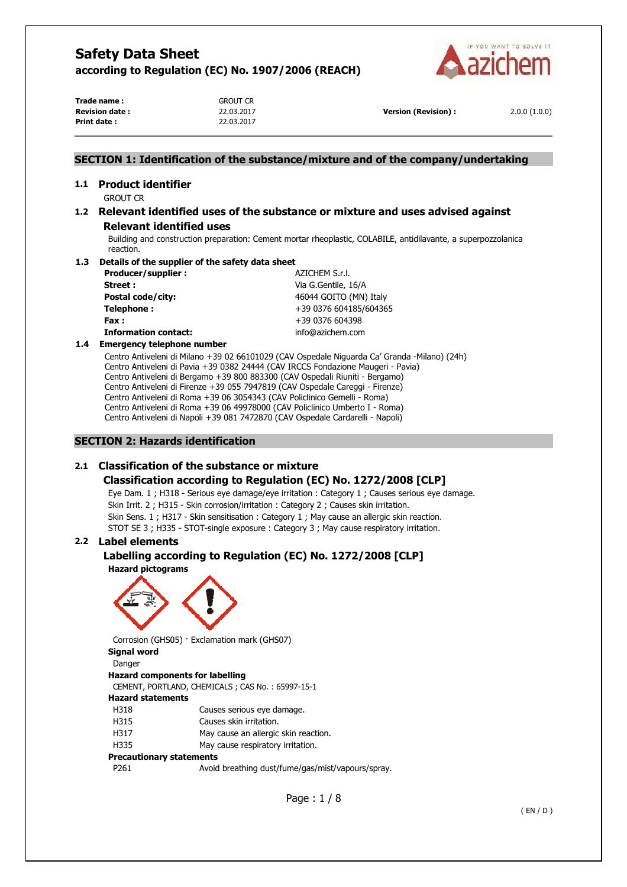# Safety Data Sheet

**according to Regulation (EC) No. 1907/2006 (REACH)**

| | | | |
|---|---|---|---|
| **Trade name :** | GROUT CR | | |
| **Revision date :** | 22.03.2017 | **Version (Revision) :** | 2.0.0 (1.0.0) |
| **Print date :** | 22.03.2017 | | |

## SECTION 1: Identification of the substance/mixture and of the company/undertaking

### 1.1 Product identifier

GROUT CR

### 1.2 Relevant identified uses of the substance or mixture and uses advised against

#### Relevant identified uses

Building and construction preparation: Cement mortar rheoplastic, COLABILE, antidilavante, a superpozzolanica reaction.

### 1.3 Details of the supplier of the safety data sheet

| | |
|---|---|
| **Producer/supplier :** | AZICHEM S.r.l. |
| **Street :** | Via G.Gentile, 16/A |
| **Postal code/city:** | 46044 GOITO (MN) Italy |
| **Telephone :** | +39 0376 604185/604365 |
| **Fax :** | +39 0376 604398 |
| **Information contact:** | info@azichem.com |

### 1.4 Emergency telephone number

Centro Antiveleni di Milano +39 02 66101029 (CAV Ospedale Niguarda Ca' Granda -Milano) (24h)
Centro Antiveleni di Pavia +39 0382 24444 (CAV IRCCS Fondazione Maugeri - Pavia)
Centro Antiveleni di Bergamo +39 800 883300 (CAV Ospedali Riuniti - Bergamo)
Centro Antiveleni di Firenze +39 055 7947819 (CAV Ospedale Careggi - Firenze)
Centro Antiveleni di Roma +39 06 3054343 (CAV Policlinico Gemelli - Roma)
Centro Antiveleni di Roma +39 06 49978000 (CAV Policlinico Umberto I - Roma)
Centro Antiveleni di Napoli +39 081 7472870 (CAV Ospedale Cardarelli - Napoli)

## SECTION 2: Hazards identification

### 2.1 Classification of the substance or mixture

#### Classification according to Regulation (EC) No. 1272/2008 [CLP]

Eye Dam. 1 ; H318 - Serious eye damage/eye irritation : Category 1 ; Causes serious eye damage.
Skin Irrit. 2 ; H315 - Skin corrosion/irritation : Category 2 ; Causes skin irritation.
Skin Sens. 1 ; H317 - Skin sensitisation : Category 1 ; May cause an allergic skin reaction.
STOT SE 3 ; H335 - STOT-single exposure : Category 3 ; May cause respiratory irritation.

### 2.2 Label elements

#### Labelling according to Regulation (EC) No. 1272/2008 [CLP]

**Hazard pictograms**

Corrosion (GHS05) · Exclamation mark (GHS07)

**Signal word**

Danger

**Hazard components for labelling**

CEMENT, PORTLAND, CHEMICALS ; CAS No. : 65997-15-1

**Hazard statements**

| | |
|---|---|
| H318 | Causes serious eye damage. |
| H315 | Causes skin irritation. |
| H317 | May cause an allergic skin reaction. |
| H335 | May cause respiratory irritation. |

**Precautionary statements**

| | |
|---|---|
| P261 | Avoid breathing dust/fume/gas/mist/vapours/spray. |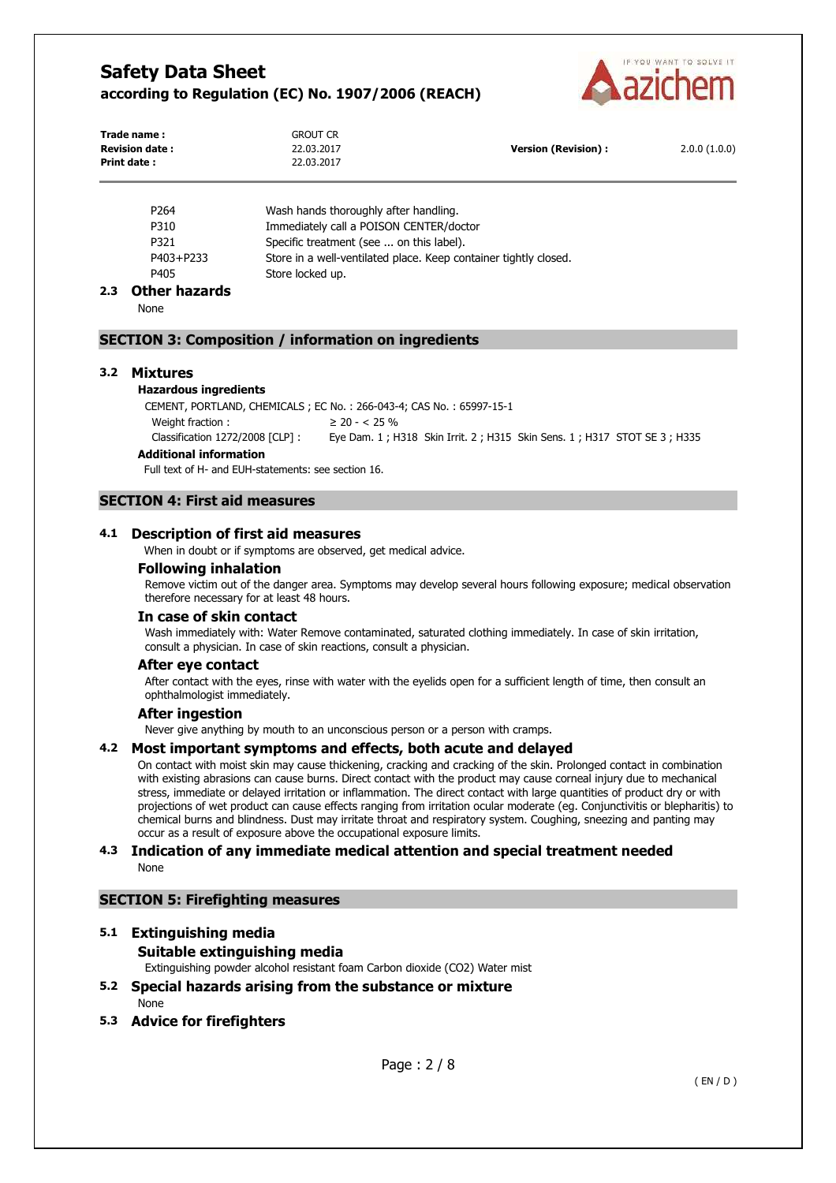| | |
|---|---|
| P264 | Wash hands thoroughly after handling. |
| P310 | Immediately call a POISON CENTER/doctor |
| P321 | Specific treatment (see ... on this label). |
| P403+P233 | Store in a well-ventilated place. Keep container tightly closed. |
| P405 | Store locked up. |

### 2.3 Other hazards

None

## SECTION 3: Composition / information on ingredients

### 3.2 Mixtures

**Hazardous ingredients**

CEMENT, PORTLAND, CHEMICALS ; EC No. : 266-043-4; CAS No. : 65997-15-1

| | |
|---|---|
| Weight fraction : | ≥ 20 - < 25 % |
| Classification 1272/2008 [CLP] : | Eye Dam. 1 ; H318 Skin Irrit. 2 ; H315 Skin Sens. 1 ; H317 STOT SE 3 ; H335 |

**Additional information**

Full text of H- and EUH-statements: see section 16.

## SECTION 4: First aid measures

### 4.1 Description of first aid measures

When in doubt or if symptoms are observed, get medical advice.

#### Following inhalation

Remove victim out of the danger area. Symptoms may develop several hours following exposure; medical observation therefore necessary for at least 48 hours.

#### In case of skin contact

Wash immediately with: Water Remove contaminated, saturated clothing immediately. In case of skin irritation, consult a physician. In case of skin reactions, consult a physician.

#### After eye contact

After contact with the eyes, rinse with water with the eyelids open for a sufficient length of time, then consult an ophthalmologist immediately.

#### After ingestion

Never give anything by mouth to an unconscious person or a person with cramps.

### 4.2 Most important symptoms and effects, both acute and delayed

On contact with moist skin may cause thickening, cracking and cracking of the skin. Prolonged contact in combination with existing abrasions can cause burns. Direct contact with the product may cause corneal injury due to mechanical stress, immediate or delayed irritation or inflammation. The direct contact with large quantities of product dry or with projections of wet product can cause effects ranging from irritation ocular moderate (eg. Conjunctivitis or blepharitis) to chemical burns and blindness. Dust may irritate throat and respiratory system. Coughing, sneezing and panting may occur as a result of exposure above the occupational exposure limits.

### 4.3 Indication of any immediate medical attention and special treatment needed

None

## SECTION 5: Firefighting measures

### 5.1 Extinguishing media

#### Suitable extinguishing media

Extinguishing powder alcohol resistant foam Carbon dioxide ($CO_2$) Water mist

### 5.2 Special hazards arising from the substance or mixture

None

### 5.3 Advice for firefighters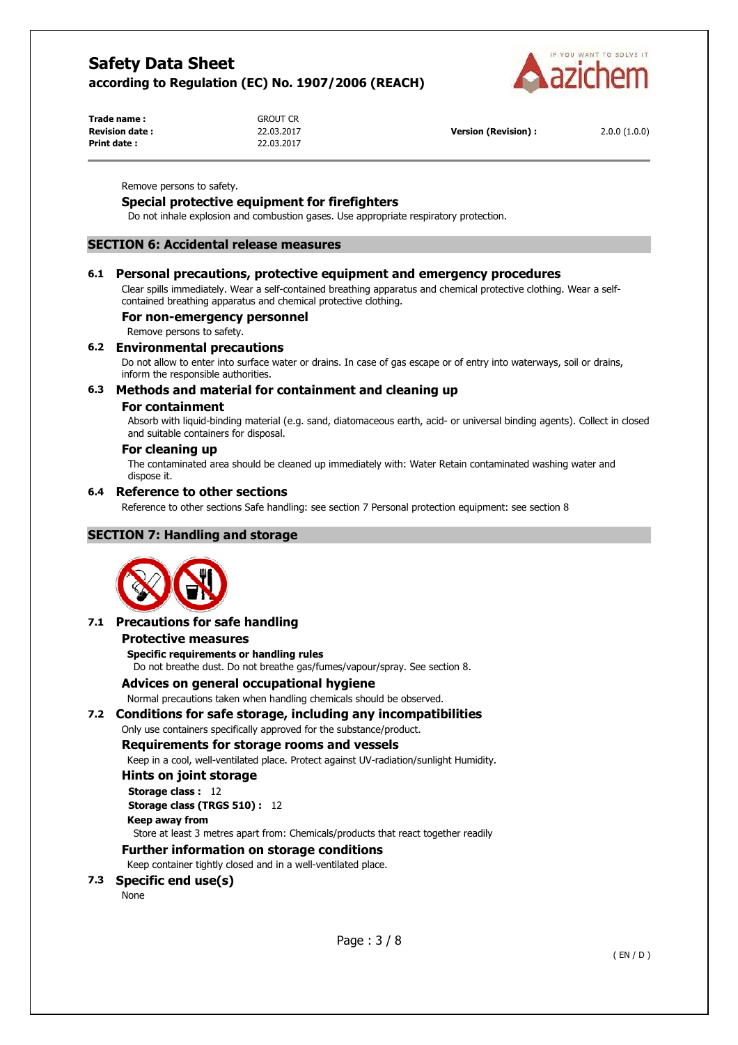Remove persons to safety.

**Special protective equipment for firefighters**

Do not inhale explosion and combustion gases. Use appropriate respiratory protection.

## SECTION 6: Accidental release measures

### 6.1 Personal precautions, protective equipment and emergency procedures

Clear spills immediately. Wear a self-contained breathing apparatus and chemical protective clothing. Wear a self-contained breathing apparatus and chemical protective clothing.

**For non-emergency personnel**

Remove persons to safety.

### 6.2 Environmental precautions

Do not allow to enter into surface water or drains. In case of gas escape or of entry into waterways, soil or drains, inform the responsible authorities.

### 6.3 Methods and material for containment and cleaning up

**For containment**

Absorb with liquid-binding material (e.g. sand, diatomaceous earth, acid- or universal binding agents). Collect in closed and suitable containers for disposal.

**For cleaning up**

The contaminated area should be cleaned up immediately with: Water Retain contaminated washing water and dispose it.

### 6.4 Reference to other sections

Reference to other sections Safe handling: see section 7 Personal protection equipment: see section 8

## SECTION 7: Handling and storage

### 7.1 Precautions for safe handling

**Protective measures**

**Specific requirements or handling rules**

Do not breathe dust. Do not breathe gas/fumes/vapour/spray. See section 8.

**Advices on general occupational hygiene**

Normal precautions taken when handling chemicals should be observed.

### 7.2 Conditions for safe storage, including any incompatibilities

Only use containers specifically approved for the substance/product.

**Requirements for storage rooms and vessels**

Keep in a cool, well-ventilated place. Protect against UV-radiation/sunlight Humidity.

**Hints on joint storage**

**Storage class :** 12

**Storage class (TRGS 510) :** 12

**Keep away from**

Store at least 3 metres apart from: Chemicals/products that react together readily

**Further information on storage conditions**

Keep container tightly closed and in a well-ventilated place.

### 7.3 Specific end use(s)

None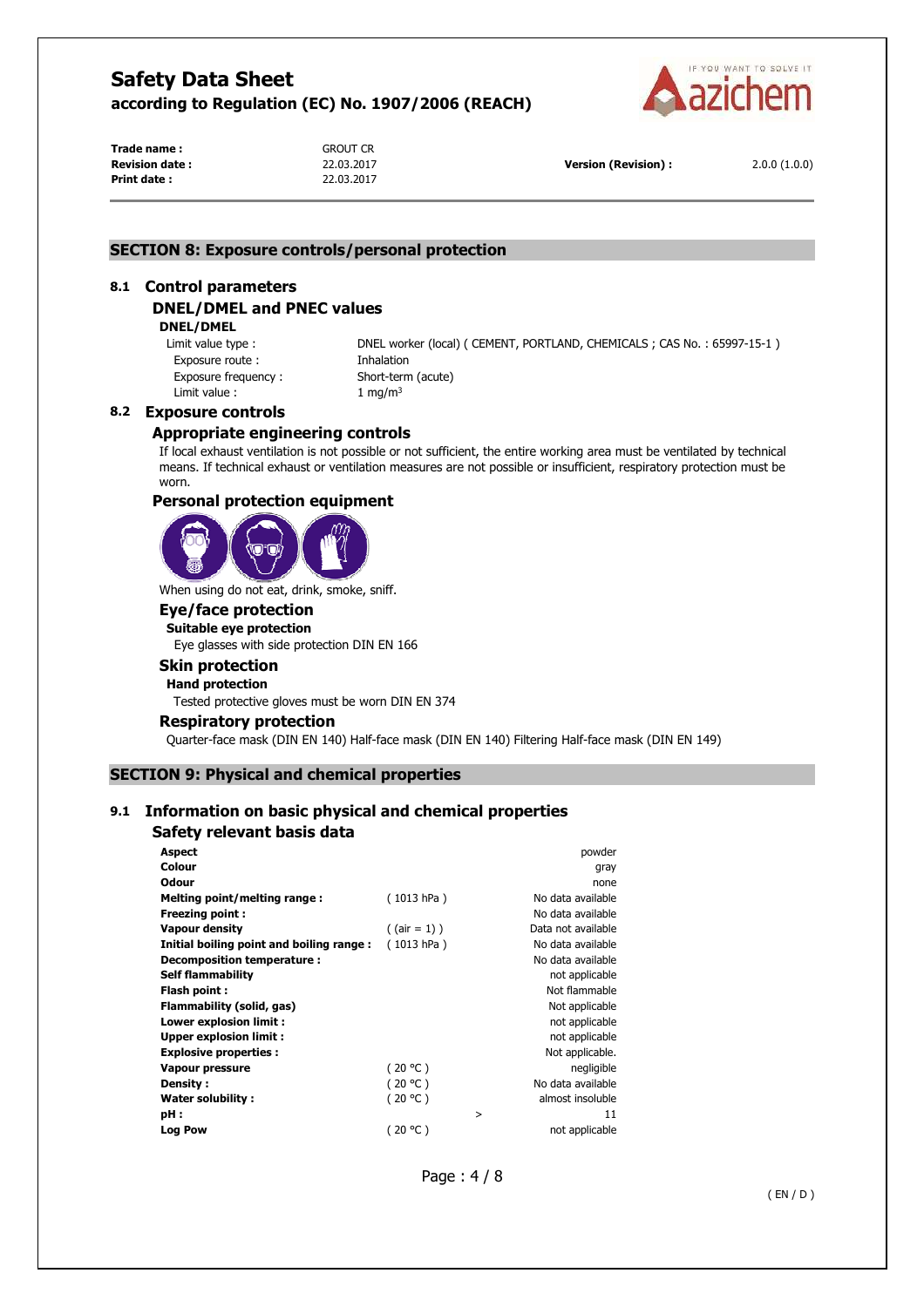## SECTION 8: Exposure controls/personal protection

### 8.1 Control parameters

#### DNEL/DMEL and PNEC values

**DNEL/DMEL**

| | |
|---|---|
| Limit value type : | DNEL worker (local) ( CEMENT, PORTLAND, CHEMICALS ; CAS No. : 65997-15-1 ) |
| Exposure route : | Inhalation |
| Exposure frequency : | Short-term (acute) |
| Limit value : | 1 mg/m³ |

### 8.2 Exposure controls

#### Appropriate engineering controls

If local exhaust ventilation is not possible or not sufficient, the entire working area must be ventilated by technical means. If technical exhaust or ventilation measures are not possible or insufficient, respiratory protection must be worn.

#### Personal protection equipment

When using do not eat, drink, smoke, sniff.

#### Eye/face protection

**Suitable eye protection**

Eye glasses with side protection DIN EN 166

#### Skin protection

**Hand protection**

Tested protective gloves must be worn DIN EN 374

#### Respiratory protection

Quarter-face mask (DIN EN 140) Half-face mask (DIN EN 140) Filtering Half-face mask (DIN EN 149)

## SECTION 9: Physical and chemical properties

### 9.1 Information on basic physical and chemical properties

#### Safety relevant basis data

| | | | |
|---|---|---|---|
| **Aspect** | | | powder |
| **Colour** | | | gray |
| **Odour** | | | none |
| **Melting point/melting range :** | ( 1013 hPa ) | | No data available |
| **Freezing point :** | | | No data available |
| **Vapour density** | ( (air = 1) ) | | Data not available |
| **Initial boiling point and boiling range :** | ( 1013 hPa ) | | No data available |
| **Decomposition temperature :** | | | No data available |
| **Self flammability** | | | not applicable |
| **Flash point :** | | | Not flammable |
| **Flammability (solid, gas)** | | | Not applicable |
| **Lower explosion limit :** | | | not applicable |
| **Upper explosion limit :** | | | not applicable |
| **Explosive properties :** | | | Not applicable. |
| **Vapour pressure** | ( 20 °C ) | | negligible |
| **Density :** | ( 20 °C ) | | No data available |
| **Water solubility :** | ( 20 °C ) | | almost insoluble |
| **pH :** | | > | 11 |
| **Log Pow** | ( 20 °C ) | | not applicable |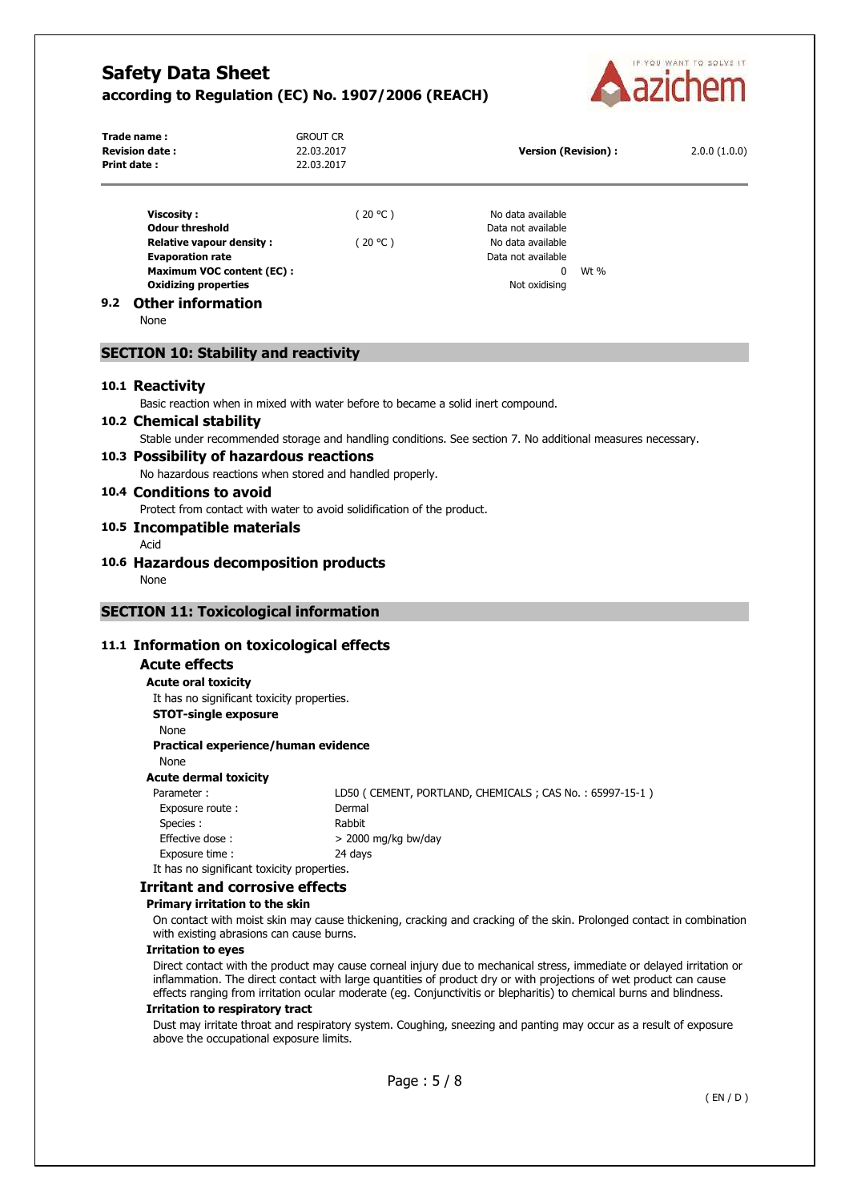| | | | |
|---|---|---|---|
| **Viscosity :** | ( 20 °C ) | No data available | |
| **Odour threshold** | | Data not available | |
| **Relative vapour density :** | ( 20 °C ) | No data available | |
| **Evaporation rate** | | Data not available | |
| **Maximum VOC content (EC) :** | | 0 | Wt % |
| **Oxidizing properties** | | Not oxidising | |

### 9.2 Other information

None

## SECTION 10: Stability and reactivity

### 10.1 Reactivity

Basic reaction when in mixed with water before to became a solid inert compound.

### 10.2 Chemical stability

Stable under recommended storage and handling conditions. See section 7. No additional measures necessary.

### 10.3 Possibility of hazardous reactions

No hazardous reactions when stored and handled properly.

### 10.4 Conditions to avoid

Protect from contact with water to avoid solidification of the product.

### 10.5 Incompatible materials

Acid

### 10.6 Hazardous decomposition products

None

## SECTION 11: Toxicological information

### 11.1 Information on toxicological effects

#### Acute effects

**Acute oral toxicity**

It has no significant toxicity properties.

**STOT-single exposure**

None

**Practical experience/human evidence**

None

**Acute dermal toxicity**

| | |
|---|---|
| Parameter : | LD50 ( CEMENT, PORTLAND, CHEMICALS ; CAS No. : 65997-15-1 ) |
| Exposure route : | Dermal |
| Species : | Rabbit |
| Effective dose : | > 2000 mg/kg bw/day |
| Exposure time : | 24 days |

It has no significant toxicity properties.

#### Irritant and corrosive effects

**Primary irritation to the skin**

On contact with moist skin may cause thickening, cracking and cracking of the skin. Prolonged contact in combination with existing abrasions can cause burns.

**Irritation to eyes**

Direct contact with the product may cause corneal injury due to mechanical stress, immediate or delayed irritation or inflammation. The direct contact with large quantities of product dry or with projections of wet product can cause effects ranging from irritation ocular moderate (eg. Conjunctivitis or blepharitis) to chemical burns and blindness.

**Irritation to respiratory tract**

Dust may irritate throat and respiratory system. Coughing, sneezing and panting may occur as a result of exposure above the occupational exposure limits.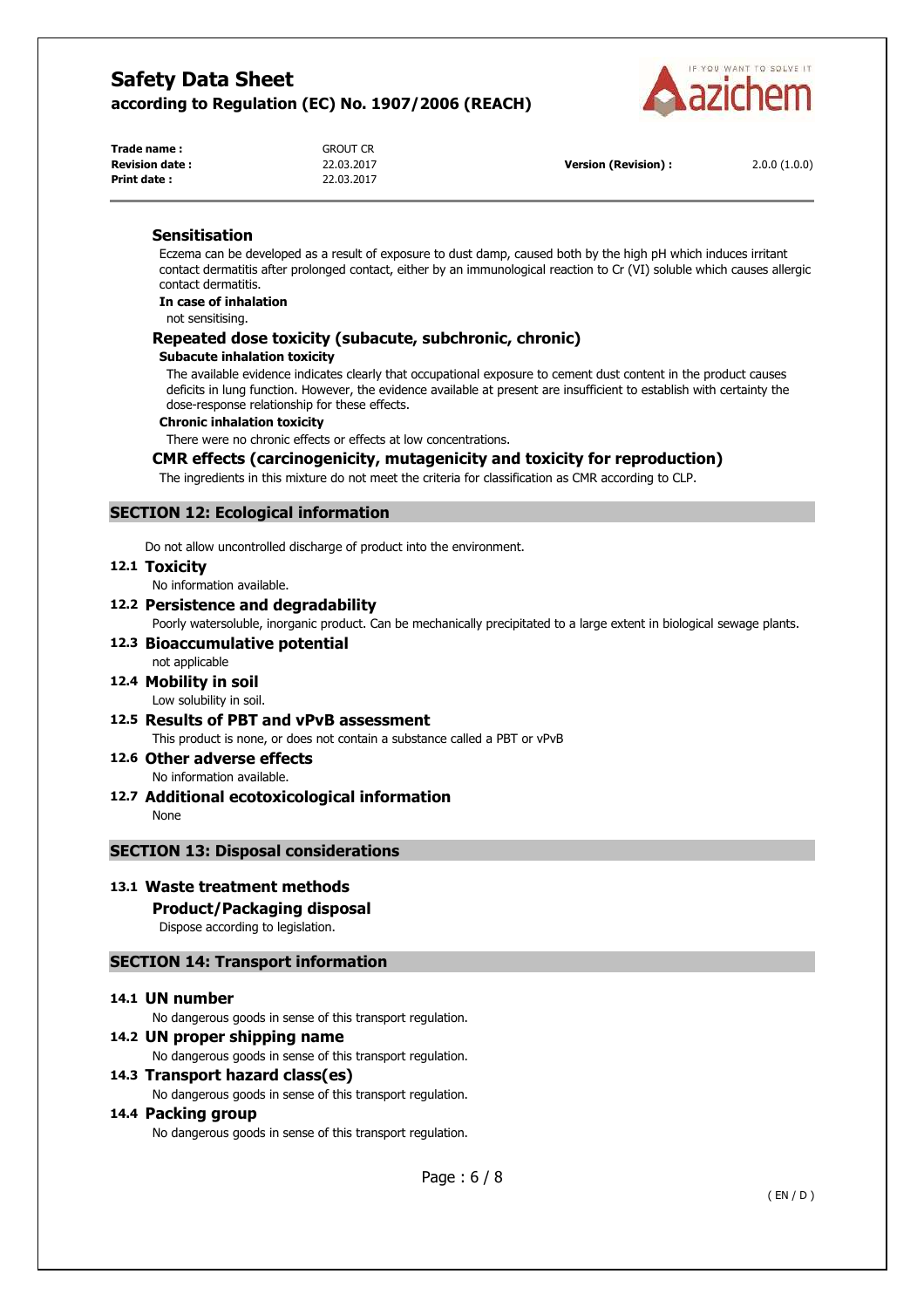### Sensitisation

Eczema can be developed as a result of exposure to dust damp, caused both by the high pH which induces irritant contact dermatitis after prolonged contact, either by an immunological reaction to Cr (VI) soluble which causes allergic contact dermatitis.

**In case of inhalation**

not sensitising.

### Repeated dose toxicity (subacute, subchronic, chronic)

**Subacute inhalation toxicity**

The available evidence indicates clearly that occupational exposure to cement dust content in the product causes deficits in lung function. However, the evidence available at present are insufficient to establish with certainty the dose-response relationship for these effects.

**Chronic inhalation toxicity**

There were no chronic effects or effects at low concentrations.

### CMR effects (carcinogenicity, mutagenicity and toxicity for reproduction)

The ingredients in this mixture do not meet the criteria for classification as CMR according to CLP.

## SECTION 12: Ecological information

Do not allow uncontrolled discharge of product into the environment.

### 12.1 Toxicity

No information available.

### 12.2 Persistence and degradability

Poorly watersoluble, inorganic product. Can be mechanically precipitated to a large extent in biological sewage plants.

### 12.3 Bioaccumulative potential

not applicable

### 12.4 Mobility in soil

Low solubility in soil.

### 12.5 Results of PBT and vPvB assessment

This product is none, or does not contain a substance called a PBT or vPvB

### 12.6 Other adverse effects

No information available.

### 12.7 Additional ecotoxicological information

None

## SECTION 13: Disposal considerations

### 13.1 Waste treatment methods

**Product/Packaging disposal**

Dispose according to legislation.

## SECTION 14: Transport information

### 14.1 UN number

No dangerous goods in sense of this transport regulation.

### 14.2 UN proper shipping name

No dangerous goods in sense of this transport regulation.

### 14.3 Transport hazard class(es)

No dangerous goods in sense of this transport regulation.

### 14.4 Packing group

No dangerous goods in sense of this transport regulation.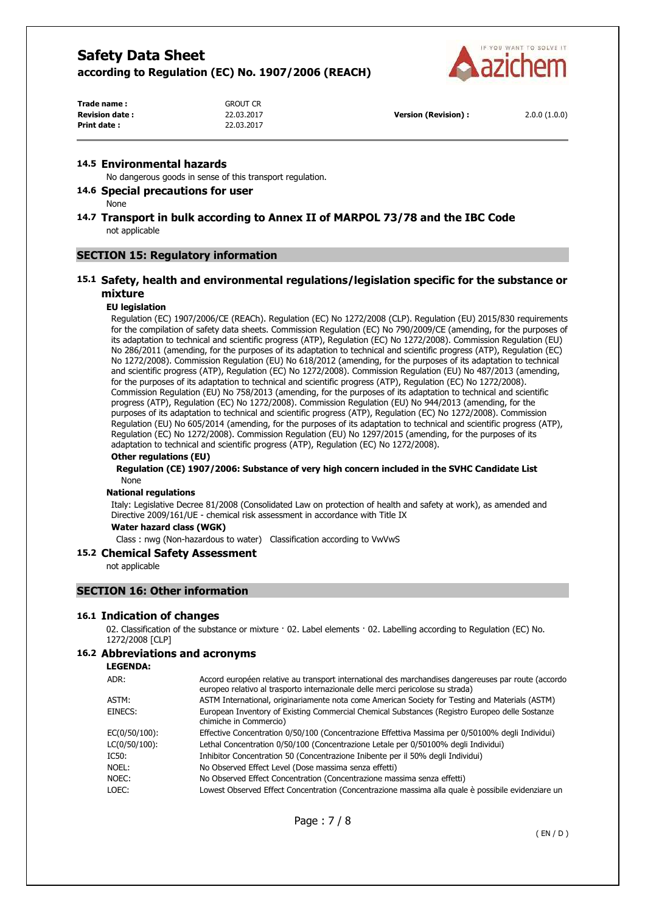### 14.5 Environmental hazards

No dangerous goods in sense of this transport regulation.

### 14.6 Special precautions for user

None

### 14.7 Transport in bulk according to Annex II of MARPOL 73/78 and the IBC Code

not applicable

## SECTION 15: Regulatory information

### 15.1 Safety, health and environmental regulations/legislation specific for the substance or mixture

**EU legislation**

Regulation (EC) 1907/2006/CE (REACh). Regulation (EC) No 1272/2008 (CLP). Regulation (EU) 2015/830 requirements for the compilation of safety data sheets. Commission Regulation (EC) No 790/2009/CE (amending, for the purposes of its adaptation to technical and scientific progress (ATP), Regulation (EC) No 1272/2008). Commission Regulation (EU) No 286/2011 (amending, for the purposes of its adaptation to technical and scientific progress (ATP), Regulation (EC) No 1272/2008). Commission Regulation (EU) No 618/2012 (amending, for the purposes of its adaptation to technical and scientific progress (ATP), Regulation (EC) No 1272/2008). Commission Regulation (EU) No 487/2013 (amending, for the purposes of its adaptation to technical and scientific progress (ATP), Regulation (EC) No 1272/2008). Commission Regulation (EU) No 758/2013 (amending, for the purposes of its adaptation to technical and scientific progress (ATP), Regulation (EC) No 1272/2008). Commission Regulation (EU) No 944/2013 (amending, for the purposes of its adaptation to technical and scientific progress (ATP), Regulation (EC) No 1272/2008). Commission Regulation (EU) No 605/2014 (amending, for the purposes of its adaptation to technical and scientific progress (ATP), Regulation (EC) No 1272/2008). Commission Regulation (EU) No 1297/2015 (amending, for the purposes of its adaptation to technical and scientific progress (ATP), Regulation (EC) No 1272/2008).

**Other regulations (EU)**

**Regulation (CE) 1907/2006: Substance of very high concern included in the SVHC Candidate List**

None

**National regulations**

Italy: Legislative Decree 81/2008 (Consolidated Law on protection of health and safety at work), as amended and Directive 2009/161/UE - chemical risk assessment in accordance with Title IX

**Water hazard class (WGK)**

Class : nwg (Non-hazardous to water) Classification according to VwVwS

### 15.2 Chemical Safety Assessment

not applicable

## SECTION 16: Other information

### 16.1 Indication of changes

02. Classification of the substance or mixture · 02. Label elements · 02. Labelling according to Regulation (EC) No. 1272/2008 [CLP]

### 16.2 Abbreviations and acronyms

**LEGENDA:**

| | |
|---|---|
| ADR: | Accord européen relative au transport international des marchandises dangereuses par route (accordo europeo relativo al trasporto internazionale delle merci pericolose su strada) |
| ASTM: | ASTM International, originariamente nota come American Society for Testing and Materials (ASTM) |
| EINECS: | European Inventory of Existing Commercial Chemical Substances (Registro Europeo delle Sostanze chimiche in Commercio) |
| EC(0/50/100): | Effective Concentration 0/50/100 (Concentrazione Effettiva Massima per 0/50100% degli Individui) |
| LC(0/50/100): | Lethal Concentration 0/50/100 (Concentrazione Letale per 0/50100% degli Individui) |
| IC50: | Inhibitor Concentration 50 (Concentrazione Inibente per il 50% degli Individui) |
| NOEL: | No Observed Effect Level (Dose massima senza effetti) |
| NOEC: | No Observed Effect Concentration (Concentrazione massima senza effetti) |
| LOEC: | Lowest Observed Effect Concentration (Concentrazione massima alla quale è possibile evidenziare un |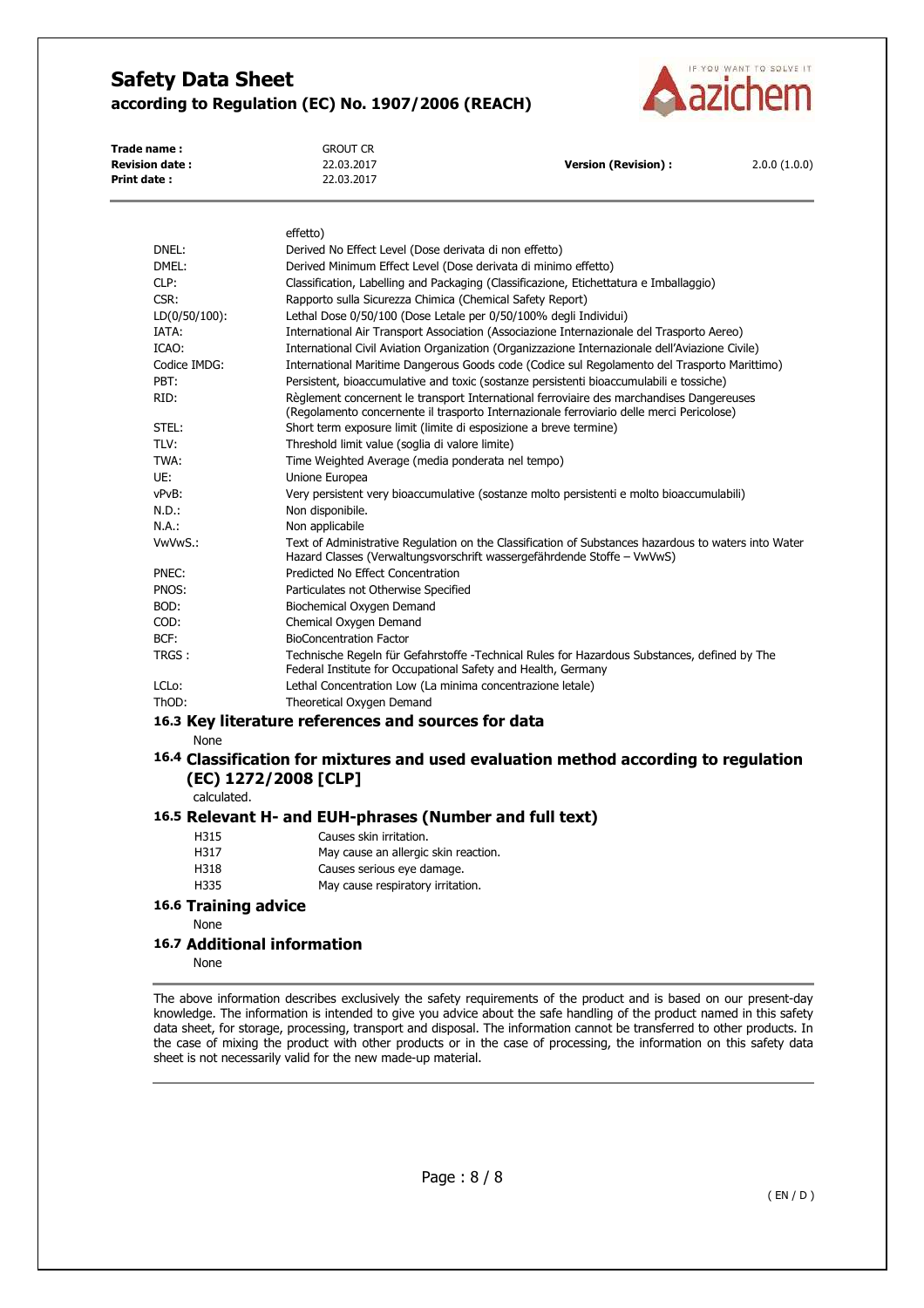| | |
|---|---|
| | effetto) |
| DNEL: | Derived No Effect Level (Dose derivata di non effetto) |
| DMEL: | Derived Minimum Effect Level (Dose derivata di minimo effetto) |
| CLP: | Classification, Labelling and Packaging (Classificazione, Etichettatura e Imballaggio) |
| CSR: | Rapporto sulla Sicurezza Chimica (Chemical Safety Report) |
| LD(0/50/100): | Lethal Dose 0/50/100 (Dose Letale per 0/50/100% degli Individui) |
| IATA: | International Air Transport Association (Associazione Internazionale del Trasporto Aereo) |
| ICAO: | International Civil Aviation Organization (Organizzazione Internazionale dell'Aviazione Civile) |
| Codice IMDG: | International Maritime Dangerous Goods code (Codice sul Regolamento del Trasporto Marittimo) |
| PBT: | Persistent, bioaccumulative and toxic (sostanze persistenti bioaccumulabili e tossiche) |
| RID: | Règlement concernent le transport International ferroviaire des marchandises Dangereuses (Regolamento concernente il trasporto Internazionale ferroviario delle merci Pericolose) |
| STEL: | Short term exposure limit (limite di esposizione a breve termine) |
| TLV: | Threshold limit value (soglia di valore limite) |
| TWA: | Time Weighted Average (media ponderata nel tempo) |
| UE: | Unione Europea |
| vPvB: | Very persistent very bioaccumulative (sostanze molto persistenti e molto bioaccumulabili) |
| N.D.: | Non disponibile. |
| N.A.: | Non applicabile |
| VwVwS.: | Text of Administrative Regulation on the Classification of Substances hazardous to waters into Water Hazard Classes (Verwaltungsvorschrift wassergefährdende Stoffe – VwVwS) |
| PNEC: | Predicted No Effect Concentration |
| PNOS: | Particulates not Otherwise Specified |
| BOD: | Biochemical Oxygen Demand |
| COD: | Chemical Oxygen Demand |
| BCF: | BioConcentration Factor |
| TRGS : | Technische Regeln für Gefahrstoffe -Technical Rules for Hazardous Substances, defined by The Federal Institute for Occupational Safety and Health, Germany |
| LCLo: | Lethal Concentration Low (La minima concentrazione letale) |
| ThOD: | Theoretical Oxygen Demand |

### 16.3 Key literature references and sources for data

None

### 16.4 Classification for mixtures and used evaluation method according to regulation (EC) 1272/2008 [CLP]

calculated.

### 16.5 Relevant H- and EUH-phrases (Number and full text)

| | |
|---|---|
| H315 | Causes skin irritation. |
| H317 | May cause an allergic skin reaction. |
| H318 | Causes serious eye damage. |
| H335 | May cause respiratory irritation. |

### 16.6 Training advice

None

### 16.7 Additional information

None

---

The above information describes exclusively the safety requirements of the product and is based on our present-day knowledge. The information is intended to give you advice about the safe handling of the product named in this safety data sheet, for storage, processing, transport and disposal. The information cannot be transferred to other products. In the case of mixing the product with other products or in the case of processing, the information on this safety data sheet is not necessarily valid for the new made-up material.